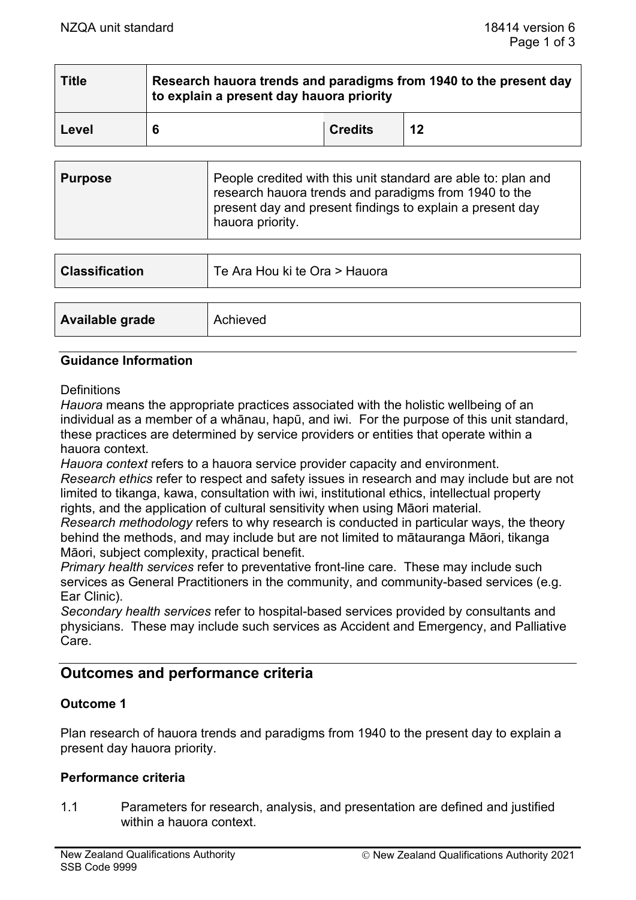| Title | Research hauora trends and paradigms from 1940 to the present day to explain a present day hauora priority | | |
|---|---|---|---|
| Level | 6 | Credits | 12 |

| Purpose | People credited with this unit standard are able to: plan and research hauora trends and paradigms from 1940 to the present day and present findings to explain a present day hauora priority. |
|---|---|

| Classification | Te Ara Hou ki te Ora > Hauora |
|---|---|

| Available grade | Achieved |
|---|---|

## Guidance Information

Definitions

*Hauora* means the appropriate practices associated with the holistic wellbeing of an individual as a member of a whānau, hapū, and iwi. For the purpose of this unit standard, these practices are determined by service providers or entities that operate within a hauora context.

*Hauora context* refers to a hauora service provider capacity and environment.

*Research ethics* refer to respect and safety issues in research and may include but are not limited to tikanga, kawa, consultation with iwi, institutional ethics, intellectual property rights, and the application of cultural sensitivity when using Māori material.

*Research methodology* refers to why research is conducted in particular ways, the theory behind the methods, and may include but are not limited to mātauranga Māori, tikanga Māori, subject complexity, practical benefit.

*Primary health services* refer to preventative front-line care. These may include such services as General Practitioners in the community, and community-based services (e.g. Ear Clinic).

*Secondary health services* refer to hospital-based services provided by consultants and physicians. These may include such services as Accident and Emergency, and Palliative Care.

## Outcomes and performance criteria

### Outcome 1

Plan research of hauora trends and paradigms from 1940 to the present day to explain a present day hauora priority.

### Performance criteria

1.1 Parameters for research, analysis, and presentation are defined and justified within a hauora context.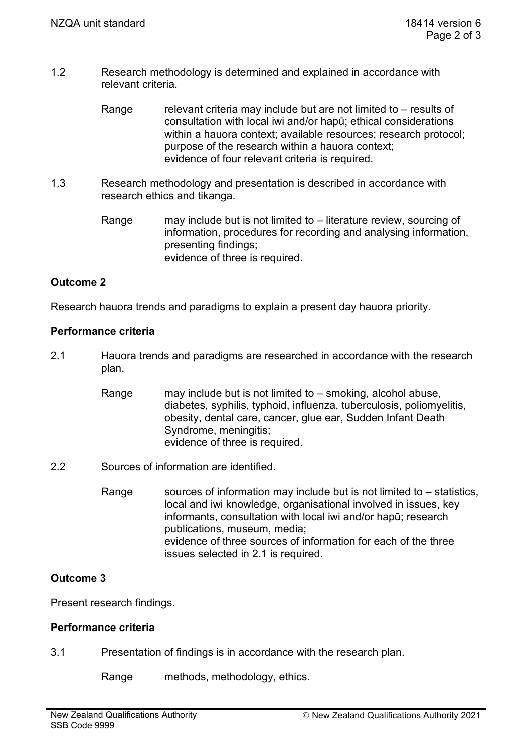1.2 Research methodology is determined and explained in accordance with relevant criteria.

Range relevant criteria may include but are not limited to – results of consultation with local iwi and/or hapū; ethical considerations within a hauora context; available resources; research protocol; purpose of the research within a hauora context;
evidence of four relevant criteria is required.

1.3 Research methodology and presentation is described in accordance with research ethics and tikanga.

Range may include but is not limited to – literature review, sourcing of information, procedures for recording and analysing information, presenting findings;
evidence of three is required.

**Outcome 2**

Research hauora trends and paradigms to explain a present day hauora priority.

**Performance criteria**

2.1 Hauora trends and paradigms are researched in accordance with the research plan.

Range may include but is not limited to – smoking, alcohol abuse, diabetes, syphilis, typhoid, influenza, tuberculosis, poliomyelitis, obesity, dental care, cancer, glue ear, Sudden Infant Death Syndrome, meningitis;
evidence of three is required.

2.2 Sources of information are identified.

Range sources of information may include but is not limited to – statistics, local and iwi knowledge, organisational involved in issues, key informants, consultation with local iwi and/or hapū; research publications, museum, media;
evidence of three sources of information for each of the three issues selected in 2.1 is required.

**Outcome 3**

Present research findings.

**Performance criteria**

3.1 Presentation of findings is in accordance with the research plan.

Range methods, methodology, ethics.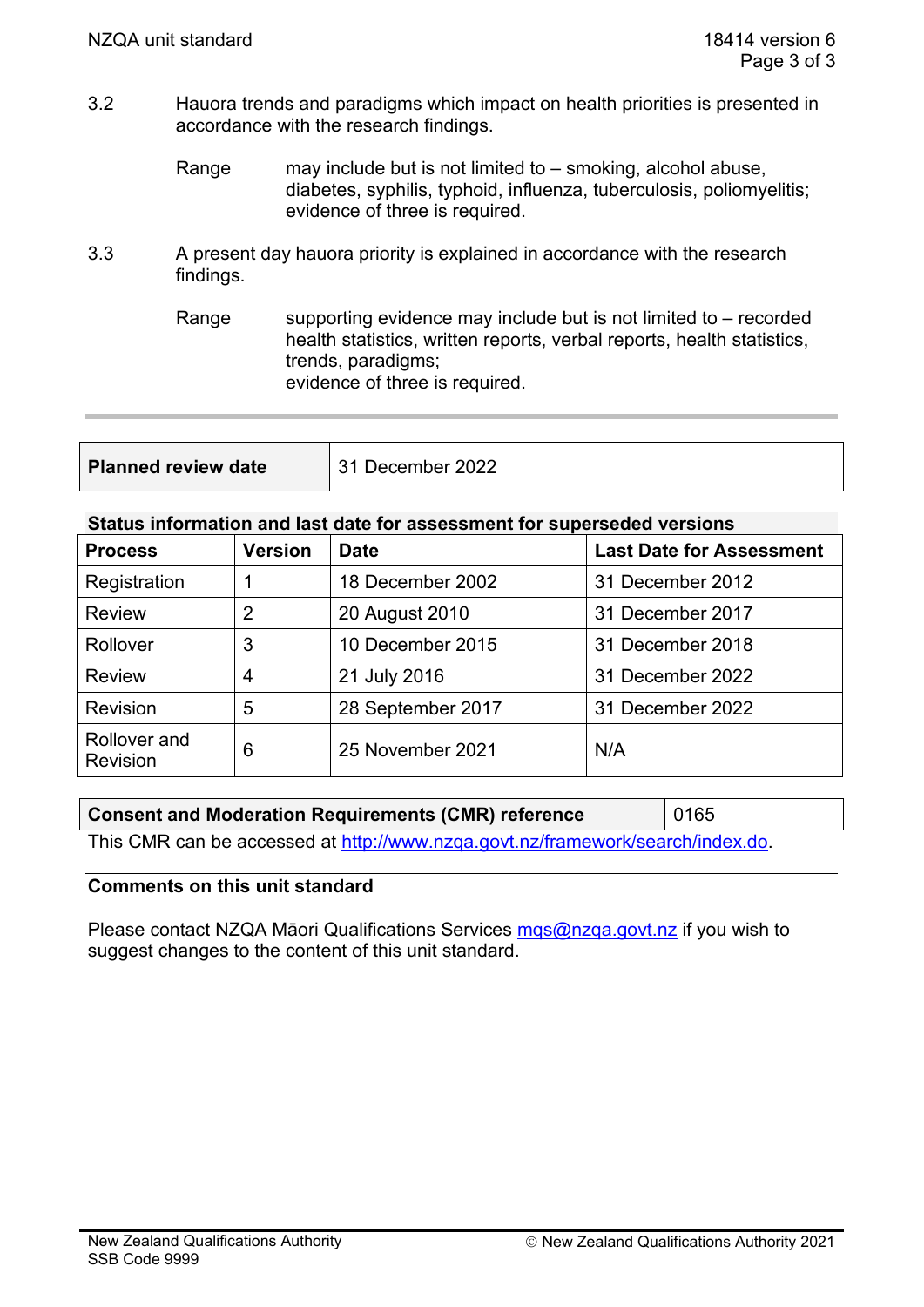3.2 Hauora trends and paradigms which impact on health priorities is presented in accordance with the research findings.

Range may include but is not limited to – smoking, alcohol abuse, diabetes, syphilis, typhoid, influenza, tuberculosis, poliomyelitis; evidence of three is required.

3.3 A present day hauora priority is explained in accordance with the research findings.

Range supporting evidence may include but is not limited to – recorded health statistics, written reports, verbal reports, health statistics, trends, paradigms;
evidence of three is required.

---

| **Planned review date** | 31 December 2022 |
|---|---|

**Status information and last date for assessment for superseded versions**

| Process | Version | Date | Last Date for Assessment |
|---|---|---|---|
| Registration | 1 | 18 December 2002 | 31 December 2012 |
| Review | 2 | 20 August 2010 | 31 December 2017 |
| Rollover | 3 | 10 December 2015 | 31 December 2018 |
| Review | 4 | 21 July 2016 | 31 December 2022 |
| Revision | 5 | 28 September 2017 | 31 December 2022 |
| Rollover and Revision | 6 | 25 November 2021 | N/A |

| **Consent and Moderation Requirements (CMR) reference** | 0165 |
|---|---|

This CMR can be accessed at http://www.nzqa.govt.nz/framework/search/index.do.

**Comments on this unit standard**

Please contact NZQA Māori Qualifications Services mqs@nzqa.govt.nz if you wish to suggest changes to the content of this unit standard.